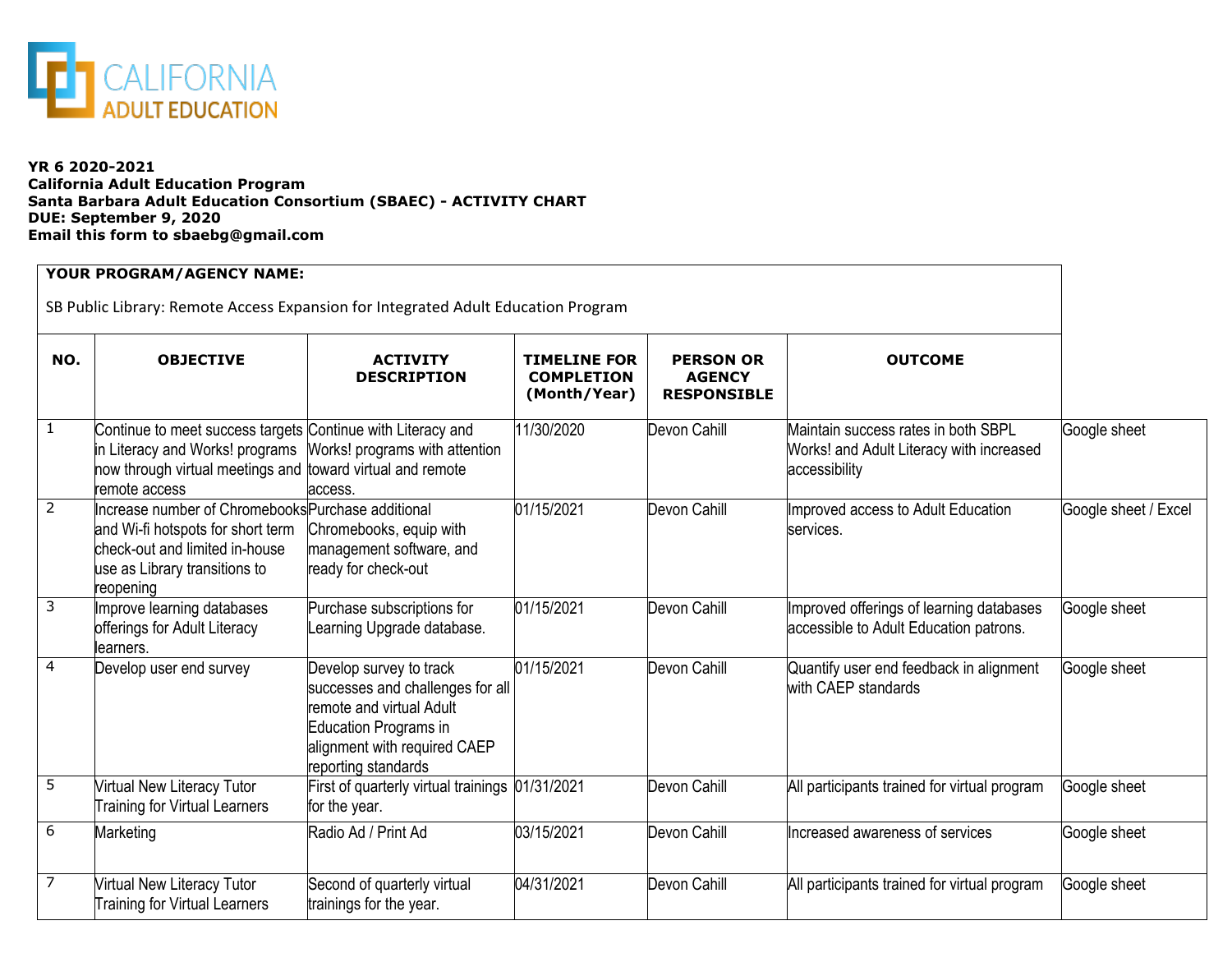CALIFORNIA ADULT EDUCATION

**YR 6 2020-2021**
**California Adult Education Program**
**Santa Barbara Adult Education Consortium (SBAEC) - ACTIVITY CHART**
**DUE: September 9, 2020**
**Email this form to sbaebg@gmail.com**

**YOUR PROGRAM/AGENCY NAME:**

SB Public Library: Remote Access Expansion for Integrated Adult Education Program

| NO. | OBJECTIVE | ACTIVITY DESCRIPTION | TIMELINE FOR COMPLETION (Month/Year) | PERSON OR AGENCY RESPONSIBLE | OUTCOME | |
|---|---|---|---|---|---|---|
| 1 | Continue to meet success targets in Literacy and Works! programs now through virtual meetings and remote access | Continue with Literacy and Works! programs with attention toward virtual and remote access. | 11/30/2020 | Devon Cahill | Maintain success rates in both SBPL Works! and Adult Literacy with increased accessibility | Google sheet |
| 2 | Increase number of Chromebooks and Wi-fi hotspots for short term check-out and limited in-house use as Library transitions to reopening | Purchase additional Chromebooks, equip with management software, and ready for check-out | 01/15/2021 | Devon Cahill | Improved access to Adult Education services. | Google sheet / Excel |
| 3 | Improve learning databases offerings for Adult Literacy learners. | Purchase subscriptions for Learning Upgrade database. | 01/15/2021 | Devon Cahill | Improved offerings of learning databases accessible to Adult Education patrons. | Google sheet |
| 4 | Develop user end survey | Develop survey to track successes and challenges for all remote and virtual Adult Education Programs in alignment with required CAEP reporting standards | 01/15/2021 | Devon Cahill | Quantify user end feedback in alignment with CAEP standards | Google sheet |
| 5 | Virtual New Literacy Tutor Training for Virtual Learners | First of quarterly virtual trainings for the year. | 01/31/2021 | Devon Cahill | All participants trained for virtual program | Google sheet |
| 6 | Marketing | Radio Ad / Print Ad | 03/15/2021 | Devon Cahill | Increased awareness of services | Google sheet |
| 7 | Virtual New Literacy Tutor Training for Virtual Learners | Second of quarterly virtual trainings for the year. | 04/31/2021 | Devon Cahill | All participants trained for virtual program | Google sheet |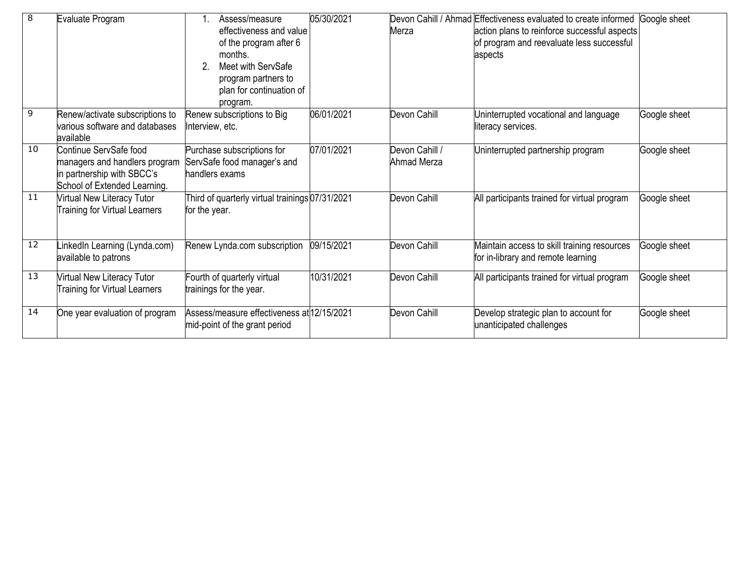| | | | | | | |
|---|---|---|---|---|---|---|
| 8 | Evaluate Program | 1. Assess/measure effectiveness and value of the program after 6 months.<br>2. Meet with ServSafe program partners to plan for continuation of program. | 05/30/2021 | Devon Cahill / Ahmad Merza | Effectiveness evaluated to create informed action plans to reinforce successful aspects of program and reevaluate less successful aspects | Google sheet |
| 9 | Renew/activate subscriptions to various software and databases available | Renew subscriptions to Big Interview, etc. | 06/01/2021 | Devon Cahill | Uninterrupted vocational and language literacy services. | Google sheet |
| 10 | Continue ServSafe food managers and handlers program in partnership with SBCC's School of Extended Learning. | Purchase subscriptions for ServSafe food manager's and handlers exams | 07/01/2021 | Devon Cahill / Ahmad Merza | Uninterrupted partnership program | Google sheet |
| 11 | Virtual New Literacy Tutor Training for Virtual Learners | Third of quarterly virtual trainings for the year. | 07/31/2021 | Devon Cahill | All participants trained for virtual program | Google sheet |
| 12 | LinkedIn Learning (Lynda.com) available to patrons | Renew Lynda.com subscription | 09/15/2021 | Devon Cahill | Maintain access to skill training resources for in-library and remote learning | Google sheet |
| 13 | Virtual New Literacy Tutor Training for Virtual Learners | Fourth of quarterly virtual trainings for the year. | 10/31/2021 | Devon Cahill | All participants trained for virtual program | Google sheet |
| 14 | One year evaluation of program | Assess/measure effectiveness at mid-point of the grant period | 12/15/2021 | Devon Cahill | Develop strategic plan to account for unanticipated challenges | Google sheet |